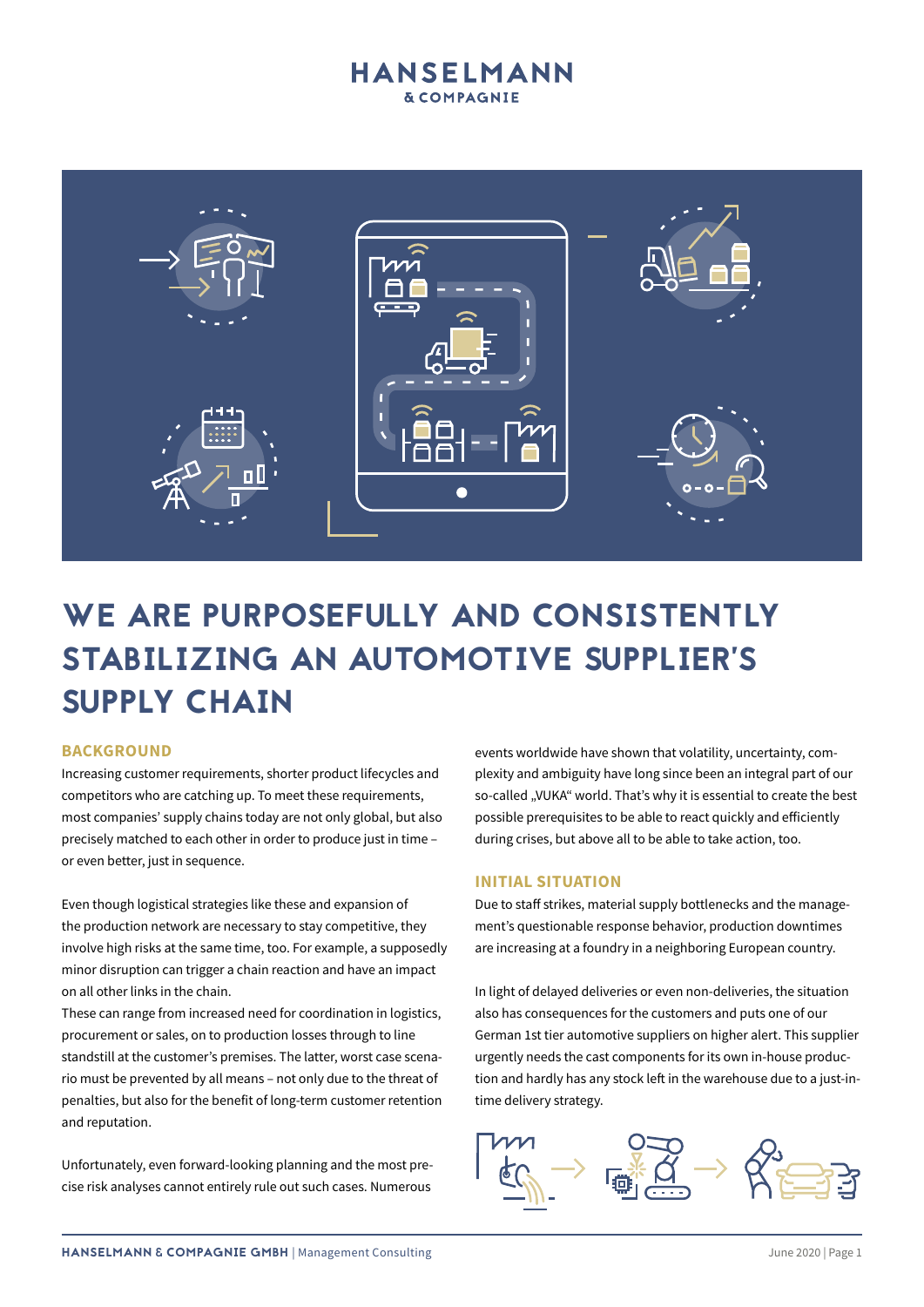# HANSELMANN & COMPAGNIE

# WE ARE PURPOSEFULLY AND CONSISTENTLY STABILIZING AN AUTOMOTIVE SUPPLIER'S SUPPLY CHAIN

## BACKGROUND

Increasing customer requirements, shorter product lifecycles and competitors who are catching up. To meet these requirements, most companies' supply chains today are not only global, but also precisely matched to each other in order to produce just in time – or even better, just in sequence.

Even though logistical strategies like these and expansion of the production network are necessary to stay competitive, they involve high risks at the same time, too. For example, a supposedly minor disruption can trigger a chain reaction and have an impact on all other links in the chain.
These can range from increased need for coordination in logistics, procurement or sales, on to production losses through to line standstill at the customer's premises. The latter, worst case scenario must be prevented by all means – not only due to the threat of penalties, but also for the benefit of long-term customer retention and reputation.

Unfortunately, even forward-looking planning and the most precise risk analyses cannot entirely rule out such cases. Numerous events worldwide have shown that volatility, uncertainty, complexity and ambiguity have long since been an integral part of our so-called „VUKA“ world. That's why it is essential to create the best possible prerequisites to be able to react quickly and efficiently during crises, but above all to be able to take action, too.

## INITIAL SITUATION

Due to staff strikes, material supply bottlenecks and the management's questionable response behavior, production downtimes are increasing at a foundry in a neighboring European country.

In light of delayed deliveries or even non-deliveries, the situation also has consequences for the customers and puts one of our German 1st tier automotive suppliers on higher alert. This supplier urgently needs the cast components for its own in-house production and hardly has any stock left in the warehouse due to a just-in-time delivery strategy.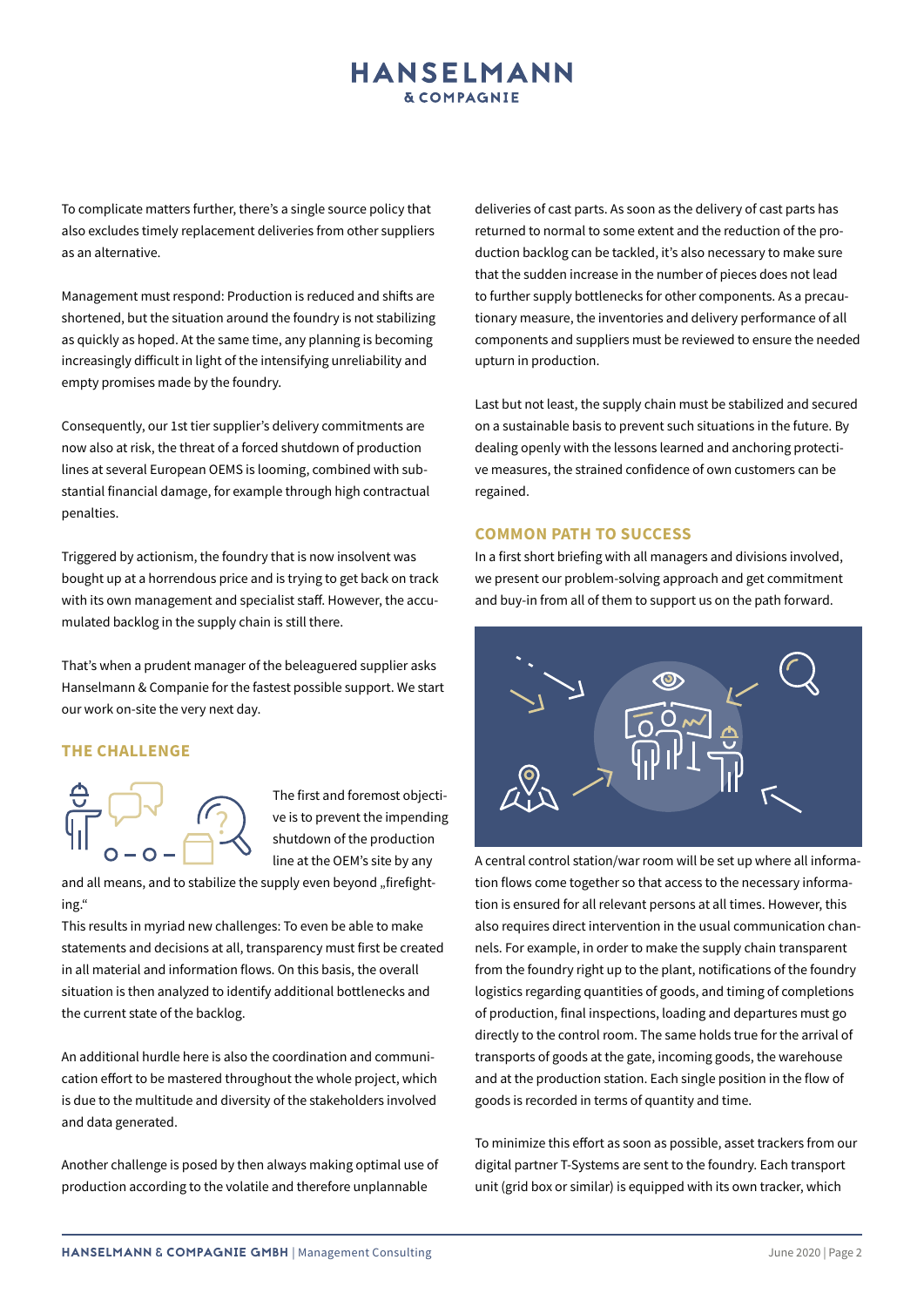To complicate matters further, there's a single source policy that also excludes timely replacement deliveries from other suppliers as an alternative.

Management must respond: Production is reduced and shifts are shortened, but the situation around the foundry is not stabilizing as quickly as hoped. At the same time, any planning is becoming increasingly difficult in light of the intensifying unreliability and empty promises made by the foundry.

Consequently, our 1st tier supplier's delivery commitments are now also at risk, the threat of a forced shutdown of production lines at several European OEMS is looming, combined with substantial financial damage, for example through high contractual penalties.

Triggered by actionism, the foundry that is now insolvent was bought up at a horrendous price and is trying to get back on track with its own management and specialist staff. However, the accumulated backlog in the supply chain is still there.

That's when a prudent manager of the beleaguered supplier asks Hanselmann & Companie for the fastest possible support. We start our work on-site the very next day.

## THE CHALLENGE

The first and foremost objective is to prevent the impending shutdown of the production line at the OEM's site by any and all means, and to stabilize the supply even beyond „firefighting."

This results in myriad new challenges: To even be able to make statements and decisions at all, transparency must first be created in all material and information flows. On this basis, the overall situation is then analyzed to identify additional bottlenecks and the current state of the backlog.

An additional hurdle here is also the coordination and communication effort to be mastered throughout the whole project, which is due to the multitude and diversity of the stakeholders involved and data generated.

Another challenge is posed by then always making optimal use of production according to the volatile and therefore unplannable deliveries of cast parts. As soon as the delivery of cast parts has returned to normal to some extent and the reduction of the production backlog can be tackled, it's also necessary to make sure that the sudden increase in the number of pieces does not lead to further supply bottlenecks for other components. As a precautionary measure, the inventories and delivery performance of all components and suppliers must be reviewed to ensure the needed upturn in production.

Last but not least, the supply chain must be stabilized and secured on a sustainable basis to prevent such situations in the future. By dealing openly with the lessons learned and anchoring protective measures, the strained confidence of own customers can be regained.

## COMMON PATH TO SUCCESS

In a first short briefing with all managers and divisions involved, we present our problem-solving approach and get commitment and buy-in from all of them to support us on the path forward.

A central control station/war room will be set up where all information flows come together so that access to the necessary information is ensured for all relevant persons at all times. However, this also requires direct intervention in the usual communication channels. For example, in order to make the supply chain transparent from the foundry right up to the plant, notifications of the foundry logistics regarding quantities of goods, and timing of completions of production, final inspections, loading and departures must go directly to the control room. The same holds true for the arrival of transports of goods at the gate, incoming goods, the warehouse and at the production station. Each single position in the flow of goods is recorded in terms of quantity and time.

To minimize this effort as soon as possible, asset trackers from our digital partner T-Systems are sent to the foundry. Each transport unit (grid box or similar) is equipped with its own tracker, which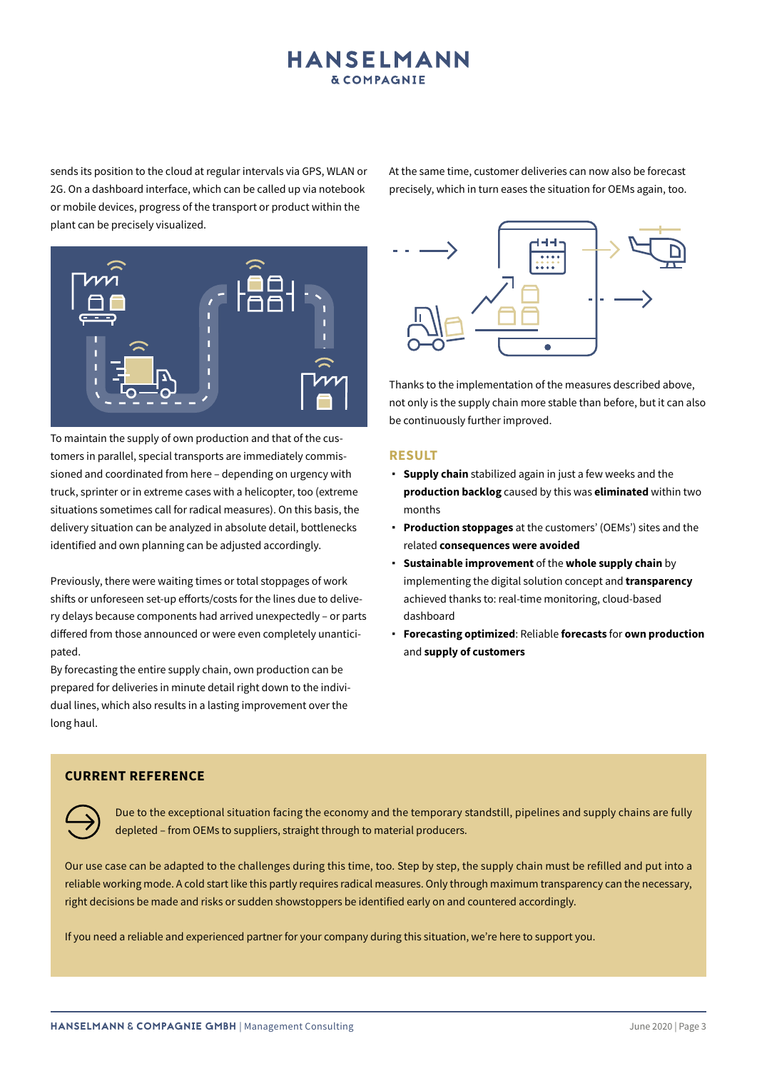sends its position to the cloud at regular intervals via GPS, WLAN or 2G. On a dashboard interface, which can be called up via notebook or mobile devices, progress of the transport or product within the plant can be precisely visualized.

To maintain the supply of own production and that of the customers in parallel, special transports are immediately commissioned and coordinated from here – depending on urgency with truck, sprinter or in extreme cases with a helicopter, too (extreme situations sometimes call for radical measures). On this basis, the delivery situation can be analyzed in absolute detail, bottlenecks identified and own planning can be adjusted accordingly.

Previously, there were waiting times or total stoppages of work shifts or unforeseen set-up efforts/costs for the lines due to delivery delays because components had arrived unexpectedly – or parts differed from those announced or were even completely unanticipated.

By forecasting the entire supply chain, own production can be prepared for deliveries in minute detail right down to the individual lines, which also results in a lasting improvement over the long haul.

At the same time, customer deliveries can now also be forecast precisely, which in turn eases the situation for OEMs again, too.

Thanks to the implementation of the measures described above, not only is the supply chain more stable than before, but it can also be continuously further improved.

## RESULT

- **Supply chain** stabilized again in just a few weeks and the **production backlog** caused by this was **eliminated** within two months
- **Production stoppages** at the customers' (OEMs') sites and the related **consequences were avoided**
- **Sustainable improvement** of the **whole supply chain** by implementing the digital solution concept and **transparency** achieved thanks to: real-time monitoring, cloud-based dashboard
- **Forecasting optimized**: Reliable **forecasts** for **own production** and **supply of customers**

## CURRENT REFERENCE

Due to the exceptional situation facing the economy and the temporary standstill, pipelines and supply chains are fully depleted – from OEMs to suppliers, straight through to material producers.

Our use case can be adapted to the challenges during this time, too. Step by step, the supply chain must be refilled and put into a reliable working mode. A cold start like this partly requires radical measures. Only through maximum transparency can the necessary, right decisions be made and risks or sudden showstoppers be identified early on and countered accordingly.

If you need a reliable and experienced partner for your company during this situation, we're here to support you.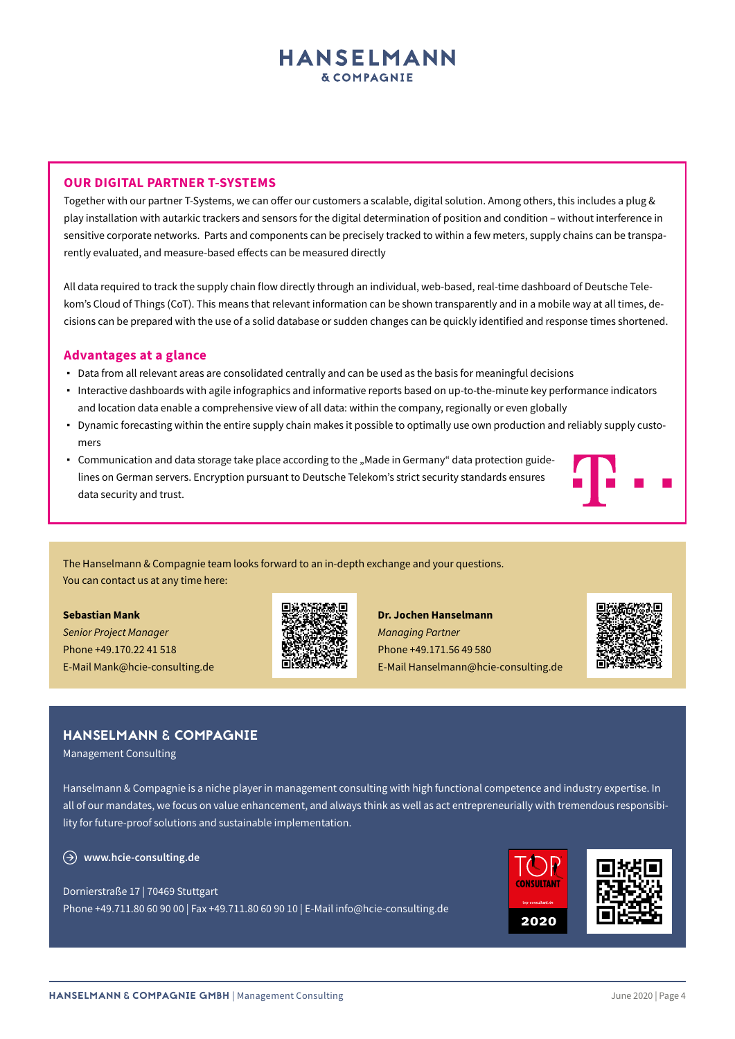# HANSELMANN & COMPAGNIE

## OUR DIGITAL PARTNER T-SYSTEMS

Together with our partner T-Systems, we can offer our customers a scalable, digital solution. Among others, this includes a plug & play installation with autarkic trackers and sensors for the digital determination of position and condition – without interference in sensitive corporate networks. Parts and components can be precisely tracked to within a few meters, supply chains can be transparently evaluated, and measure-based effects can be measured directly

All data required to track the supply chain flow directly through an individual, web-based, real-time dashboard of Deutsche Telekom's Cloud of Things (CoT). This means that relevant information can be shown transparently and in a mobile way at all times, decisions can be prepared with the use of a solid database or sudden changes can be quickly identified and response times shortened.

### Advantages at a glance

- Data from all relevant areas are consolidated centrally and can be used as the basis for meaningful decisions
- Interactive dashboards with agile infographics and informative reports based on up-to-the-minute key performance indicators and location data enable a comprehensive view of all data: within the company, regionally or even globally
- Dynamic forecasting within the entire supply chain makes it possible to optimally use own production and reliably supply customers
- Communication and data storage take place according to the „Made in Germany" data protection guidelines on German servers. Encryption pursuant to Deutsche Telekom's strict security standards ensures data security and trust.

The Hanselmann & Compagnie team looks forward to an in-depth exchange and your questions.
You can contact us at any time here:

**Sebastian Mank**
*Senior Project Manager*
Phone +49.170.22 41 518
E-Mail Mank@hcie-consulting.de

**Dr. Jochen Hanselmann**
*Managing Partner*
Phone +49.171.56 49 580
E-Mail Hanselmann@hcie-consulting.de

## HANSELMANN & COMPAGNIE

Management Consulting

Hanselmann & Compagnie is a niche player in management consulting with high functional competence and industry expertise. In all of our mandates, we focus on value enhancement, and always think as well as act entrepreneurially with tremendous responsibility for future-proof solutions and sustainable implementation.

**www.hcie-consulting.de**

Dornierstraße 17 | 70469 Stuttgart
Phone +49.711.80 60 90 00 | Fax +49.711.80 60 90 10 | E-Mail info@hcie-consulting.de

TOP CONSULTANT top-consultant.de 2020